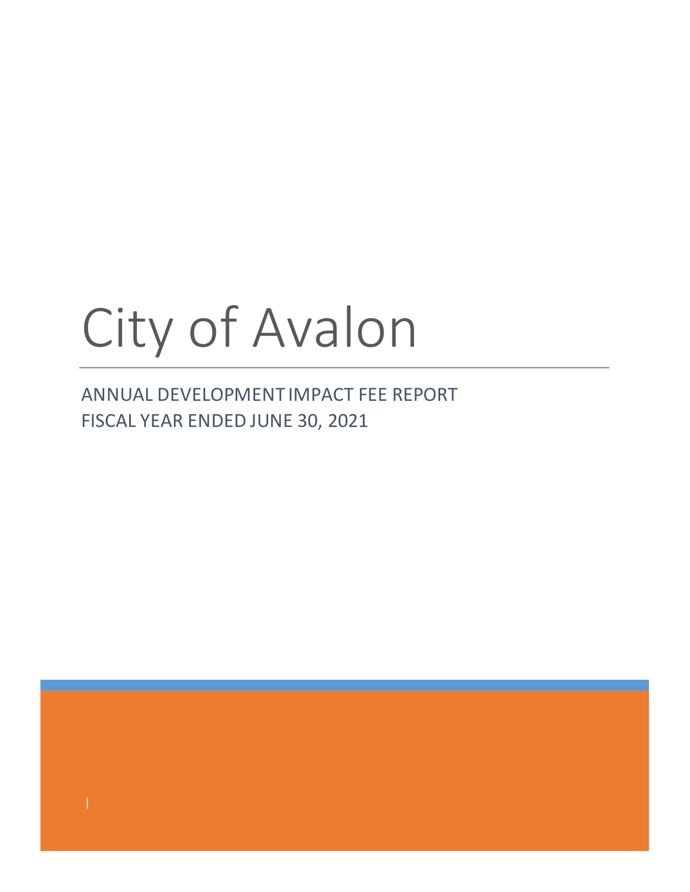# City of Avalon

ANNUAL DEVELOPMENT IMPACT FEE REPORT
FISCAL YEAR ENDED JUNE 30, 2021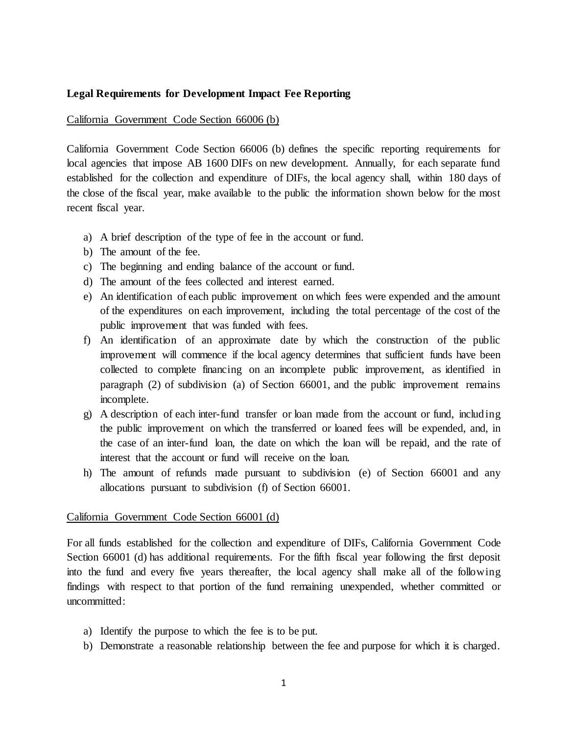**Legal Requirements for Development Impact Fee Reporting**

California Government Code Section 66006 (b)

California Government Code Section 66006 (b) defines the specific reporting requirements for local agencies that impose AB 1600 DIFs on new development. Annually, for each separate fund established for the collection and expenditure of DIFs, the local agency shall, within 180 days of the close of the fiscal year, make available to the public the information shown below for the most recent fiscal year.

a) A brief description of the type of fee in the account or fund.
b) The amount of the fee.
c) The beginning and ending balance of the account or fund.
d) The amount of the fees collected and interest earned.
e) An identification of each public improvement on which fees were expended and the amount of the expenditures on each improvement, including the total percentage of the cost of the public improvement that was funded with fees.
f) An identification of an approximate date by which the construction of the public improvement will commence if the local agency determines that sufficient funds have been collected to complete financing on an incomplete public improvement, as identified in paragraph (2) of subdivision (a) of Section 66001, and the public improvement remains incomplete.
g) A description of each inter-fund transfer or loan made from the account or fund, including the public improvement on which the transferred or loaned fees will be expended, and, in the case of an inter-fund loan, the date on which the loan will be repaid, and the rate of interest that the account or fund will receive on the loan.
h) The amount of refunds made pursuant to subdivision (e) of Section 66001 and any allocations pursuant to subdivision (f) of Section 66001.

California Government Code Section 66001 (d)

For all funds established for the collection and expenditure of DIFs, California Government Code Section 66001 (d) has additional requirements. For the fifth fiscal year following the first deposit into the fund and every five years thereafter, the local agency shall make all of the following findings with respect to that portion of the fund remaining unexpended, whether committed or uncommitted:

a) Identify the purpose to which the fee is to be put.
b) Demonstrate a reasonable relationship between the fee and purpose for which it is charged.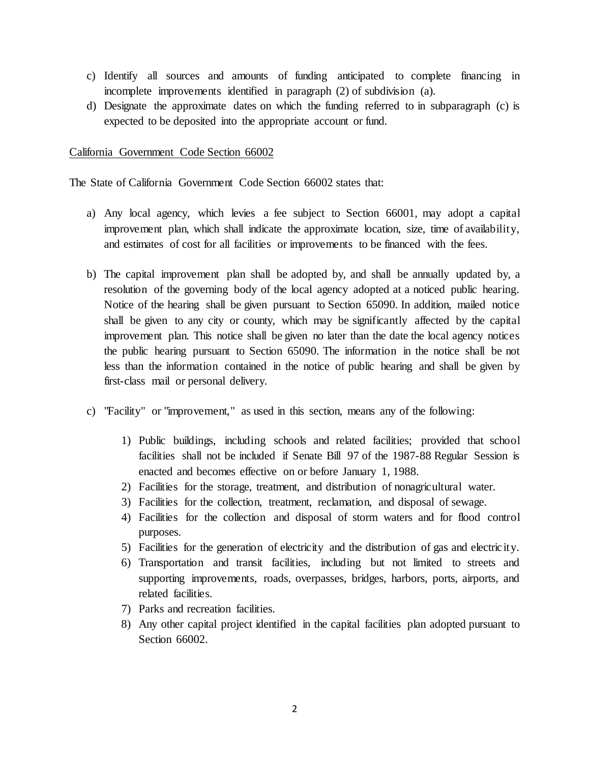c) Identify all sources and amounts of funding anticipated to complete financing in incomplete improvements identified in paragraph (2) of subdivision (a).
d) Designate the approximate dates on which the funding referred to in subparagraph (c) is expected to be deposited into the appropriate account or fund.

California Government Code Section 66002

The State of California Government Code Section 66002 states that:

a) Any local agency, which levies a fee subject to Section 66001, may adopt a capital improvement plan, which shall indicate the approximate location, size, time of availability, and estimates of cost for all facilities or improvements to be financed with the fees.

b) The capital improvement plan shall be adopted by, and shall be annually updated by, a resolution of the governing body of the local agency adopted at a noticed public hearing. Notice of the hearing shall be given pursuant to Section 65090. In addition, mailed notice shall be given to any city or county, which may be significantly affected by the capital improvement plan. This notice shall be given no later than the date the local agency notices the public hearing pursuant to Section 65090. The information in the notice shall be not less than the information contained in the notice of public hearing and shall be given by first-class mail or personal delivery.

c) "Facility" or "improvement," as used in this section, means any of the following:

    1) Public buildings, including schools and related facilities; provided that school facilities shall not be included if Senate Bill 97 of the 1987-88 Regular Session is enacted and becomes effective on or before January 1, 1988.
    2) Facilities for the storage, treatment, and distribution of nonagricultural water.
    3) Facilities for the collection, treatment, reclamation, and disposal of sewage.
    4) Facilities for the collection and disposal of storm waters and for flood control purposes.
    5) Facilities for the generation of electricity and the distribution of gas and electricity.
    6) Transportation and transit facilities, including but not limited to streets and supporting improvements, roads, overpasses, bridges, harbors, ports, airports, and related facilities.
    7) Parks and recreation facilities.
    8) Any other capital project identified in the capital facilities plan adopted pursuant to Section 66002.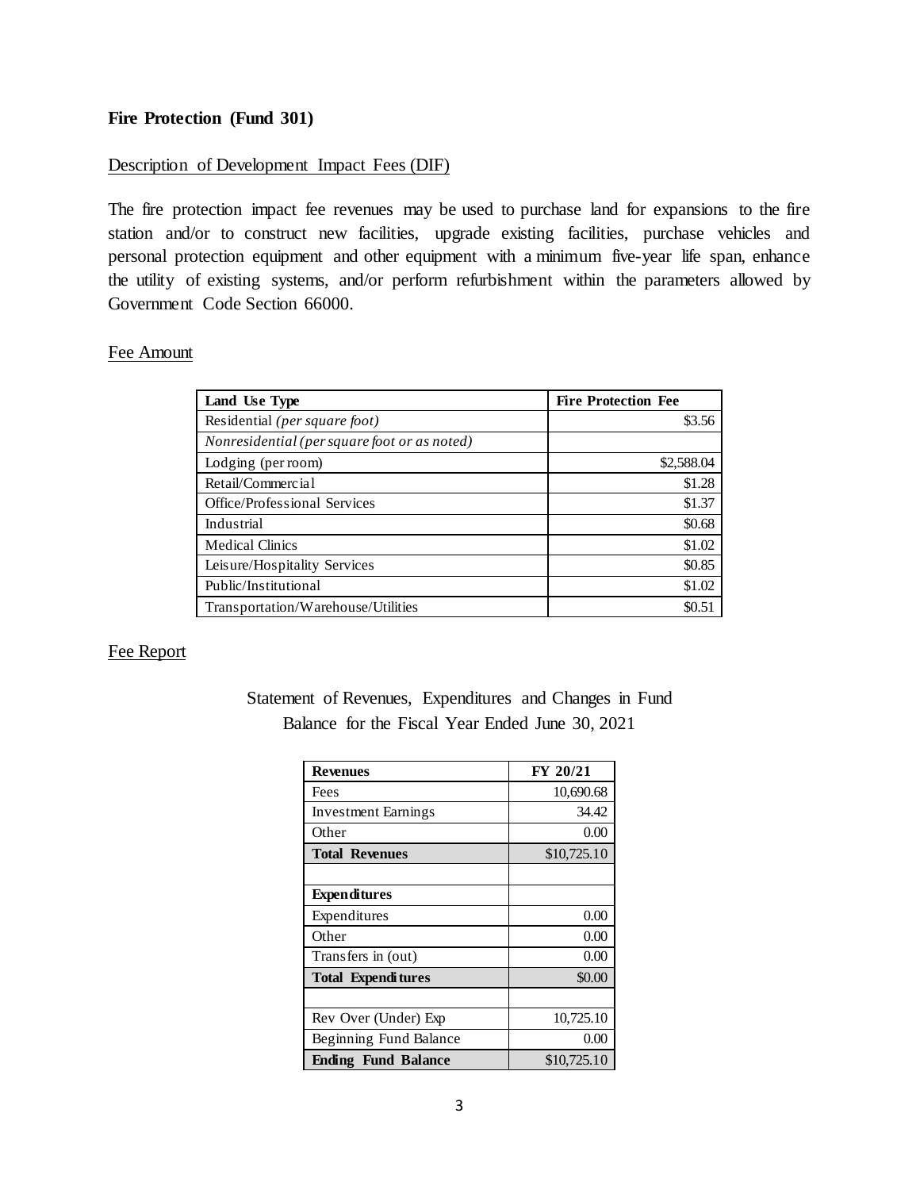## Fire Protection (Fund 301)

### Description of Development Impact Fees (DIF)

The fire protection impact fee revenues may be used to purchase land for expansions to the fire station and/or to construct new facilities, upgrade existing facilities, purchase vehicles and personal protection equipment and other equipment with a minimum five-year life span, enhance the utility of existing systems, and/or perform refurbishment within the parameters allowed by Government Code Section 66000.

### Fee Amount

| Land Use Type | Fire Protection Fee |
|---|---|
| Residential *(per square foot)* | $3.56 |
| *Nonresidential (per square foot or as noted)* | |
| Lodging (per room) | $2,588.04 |
| Retail/Commercial | $1.28 |
| Office/Professional Services | $1.37 |
| Industrial | $0.68 |
| Medical Clinics | $1.02 |
| Leisure/Hospitality Services | $0.85 |
| Public/Institutional | $1.02 |
| Transportation/Warehouse/Utilities | $0.51 |

### Fee Report

Statement of Revenues, Expenditures and Changes in Fund Balance for the Fiscal Year Ended June 30, 2021

| **Revenues** | **FY 20/21** |
|---|---|
| Fees | 10,690.68 |
| Investment Earnings | 34.42 |
| Other | 0.00 |
| **Total Revenues** | $10,725.10 |
| | |
| **Expenditures** | |
| Expenditures | 0.00 |
| Other | 0.00 |
| Transfers in (out) | 0.00 |
| **Total Expenditures** | $0.00 |
| | |
| Rev Over (Under) Exp | 10,725.10 |
| Beginning Fund Balance | 0.00 |
| **Ending Fund Balance** | $10,725.10 |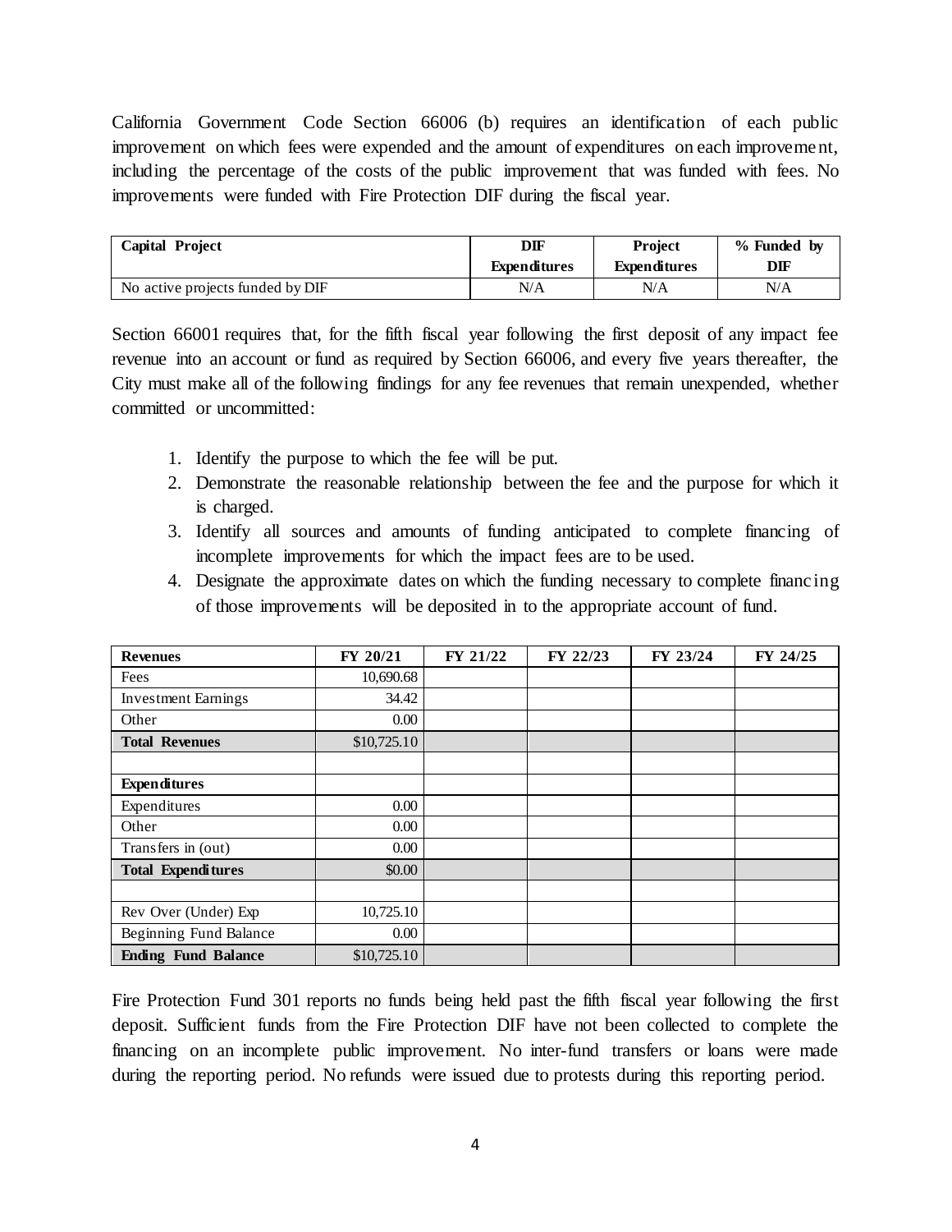California Government Code Section 66006 (b) requires an identification of each public improvement on which fees were expended and the amount of expenditures on each improvement, including the percentage of the costs of the public improvement that was funded with fees. No improvements were funded with Fire Protection DIF during the fiscal year.

| **Capital Project** | **DIF Expenditures** | **Project Expenditures** | **% Funded by DIF** |
|---|---|---|---|
| No active projects funded by DIF | N/A | N/A | N/A |

Section 66001 requires that, for the fifth fiscal year following the first deposit of any impact fee revenue into an account or fund as required by Section 66006, and every five years thereafter, the City must make all of the following findings for any fee revenues that remain unexpended, whether committed or uncommitted:

1. Identify the purpose to which the fee will be put.
2. Demonstrate the reasonable relationship between the fee and the purpose for which it is charged.
3. Identify all sources and amounts of funding anticipated to complete financing of incomplete improvements for which the impact fees are to be used.
4. Designate the approximate dates on which the funding necessary to complete financing of those improvements will be deposited in to the appropriate account of fund.

| **Revenues** | **FY 20/21** | **FY 21/22** | **FY 22/23** | **FY 23/24** | **FY 24/25** |
|---|---|---|---|---|---|
| Fees | 10,690.68 | | | | |
| Investment Earnings | 34.42 | | | | |
| Other | 0.00 | | | | |
| **Total Revenues** | $10,725.10 | | | | |
| | | | | | |
| **Expenditures** | | | | | |
| Expenditures | 0.00 | | | | |
| Other | 0.00 | | | | |
| Transfers in (out) | 0.00 | | | | |
| **Total Expenditures** | $0.00 | | | | |
| | | | | | |
| Rev Over (Under) Exp | 10,725.10 | | | | |
| Beginning Fund Balance | 0.00 | | | | |
| **Ending Fund Balance** | $10,725.10 | | | | |

Fire Protection Fund 301 reports no funds being held past the fifth fiscal year following the first deposit. Sufficient funds from the Fire Protection DIF have not been collected to complete the financing on an incomplete public improvement. No inter-fund transfers or loans were made during the reporting period. No refunds were issued due to protests during this reporting period.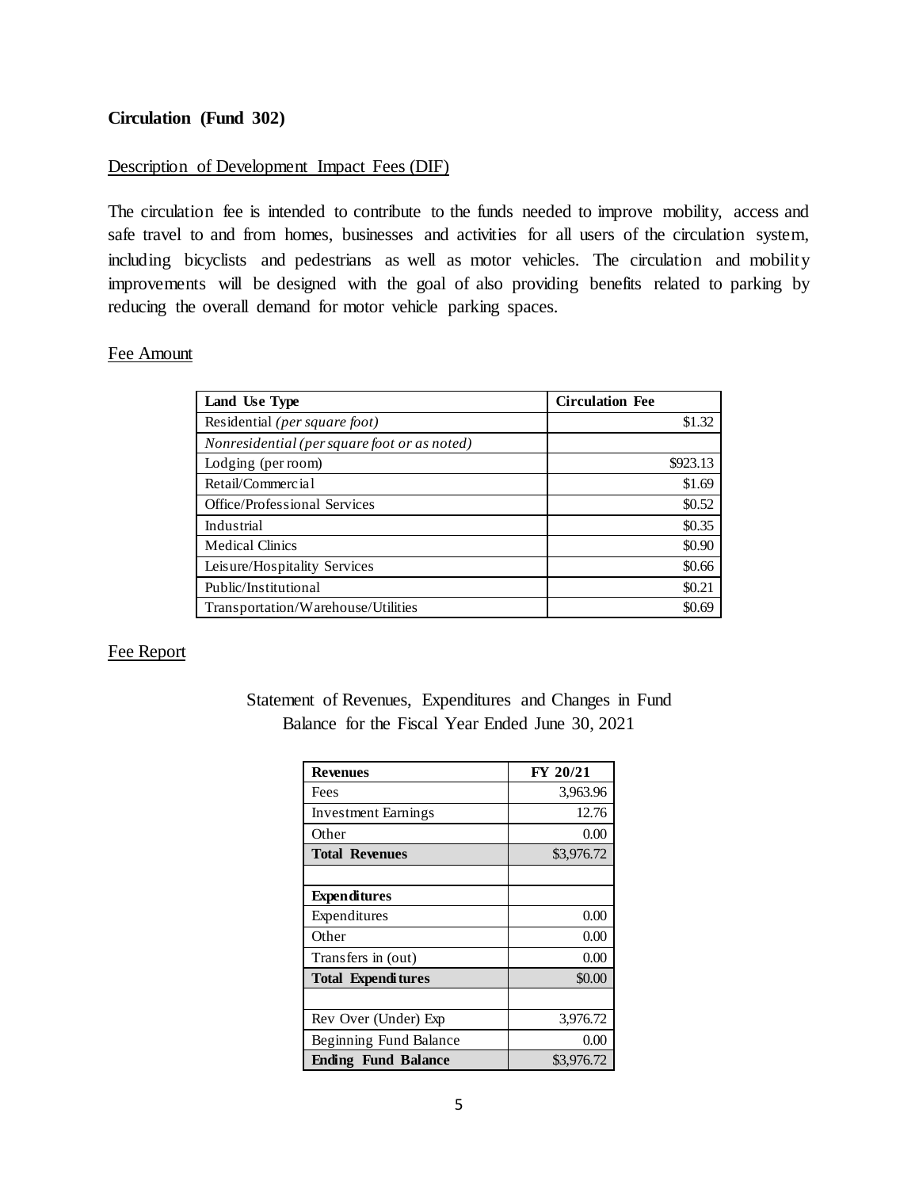## Circulation (Fund 302)

### Description of Development Impact Fees (DIF)

The circulation fee is intended to contribute to the funds needed to improve mobility, access and safe travel to and from homes, businesses and activities for all users of the circulation system, including bicyclists and pedestrians as well as motor vehicles. The circulation and mobility improvements will be designed with the goal of also providing benefits related to parking by reducing the overall demand for motor vehicle parking spaces.

### Fee Amount

| **Land Use Type** | **Circulation Fee** |
|---|---:|
| Residential *(per square foot)* | \$1.32 |
| *Nonresidential (per square foot or as noted)* | |
| Lodging (per room) | \$923.13 |
| Retail/Commercial | \$1.69 |
| Office/Professional Services | \$0.52 |
| Industrial | \$0.35 |
| Medical Clinics | \$0.90 |
| Leisure/Hospitality Services | \$0.66 |
| Public/Institutional | \$0.21 |
| Transportation/Warehouse/Utilities | \$0.69 |

### Fee Report

Statement of Revenues, Expenditures and Changes in Fund Balance for the Fiscal Year Ended June 30, 2021

| **Revenues** | **FY 20/21** |
|---|---:|
| Fees | 3,963.96 |
| Investment Earnings | 12.76 |
| Other | 0.00 |
| **Total Revenues** | \$3,976.72 |
| | |
| **Expenditures** | |
| Expenditures | 0.00 |
| Other | 0.00 |
| Transfers in (out) | 0.00 |
| **Total Expenditures** | \$0.00 |
| | |
| Rev Over (Under) Exp | 3,976.72 |
| Beginning Fund Balance | 0.00 |
| **Ending Fund Balance** | \$3,976.72 |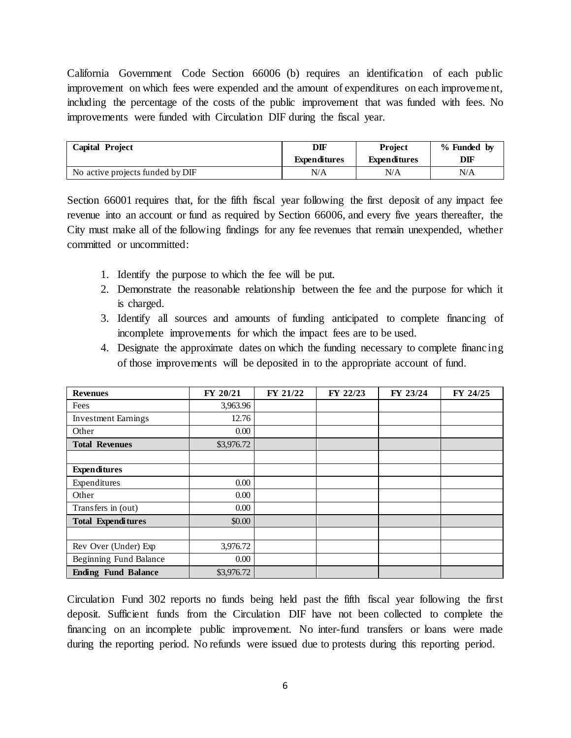California Government Code Section 66006 (b) requires an identification of each public improvement on which fees were expended and the amount of expenditures on each improvement, including the percentage of the costs of the public improvement that was funded with fees. No improvements were funded with Circulation DIF during the fiscal year.

| Capital Project | DIF Expenditures | Project Expenditures | % Funded by DIF |
|---|---|---|---|
| No active projects funded by DIF | N/A | N/A | N/A |

Section 66001 requires that, for the fifth fiscal year following the first deposit of any impact fee revenue into an account or fund as required by Section 66006, and every five years thereafter, the City must make all of the following findings for any fee revenues that remain unexpended, whether committed or uncommitted:

1. Identify the purpose to which the fee will be put.
2. Demonstrate the reasonable relationship between the fee and the purpose for which it is charged.
3. Identify all sources and amounts of funding anticipated to complete financing of incomplete improvements for which the impact fees are to be used.
4. Designate the approximate dates on which the funding necessary to complete financing of those improvements will be deposited in to the appropriate account of fund.

| Revenues | FY 20/21 | FY 21/22 | FY 22/23 | FY 23/24 | FY 24/25 |
|---|---|---|---|---|---|
| Fees | 3,963.96 | | | | |
| Investment Earnings | 12.76 | | | | |
| Other | 0.00 | | | | |
| **Total Revenues** | $3,976.72 | | | | |
| | | | | | |
| **Expenditures** | | | | | |
| Expenditures | 0.00 | | | | |
| Other | 0.00 | | | | |
| Transfers in (out) | 0.00 | | | | |
| **Total Expenditures** | $0.00 | | | | |
| | | | | | |
| Rev Over (Under) Exp | 3,976.72 | | | | |
| Beginning Fund Balance | 0.00 | | | | |
| **Ending Fund Balance** | $3,976.72 | | | | |

Circulation Fund 302 reports no funds being held past the fifth fiscal year following the first deposit. Sufficient funds from the Circulation DIF have not been collected to complete the financing on an incomplete public improvement. No inter-fund transfers or loans were made during the reporting period. No refunds were issued due to protests during this reporting period.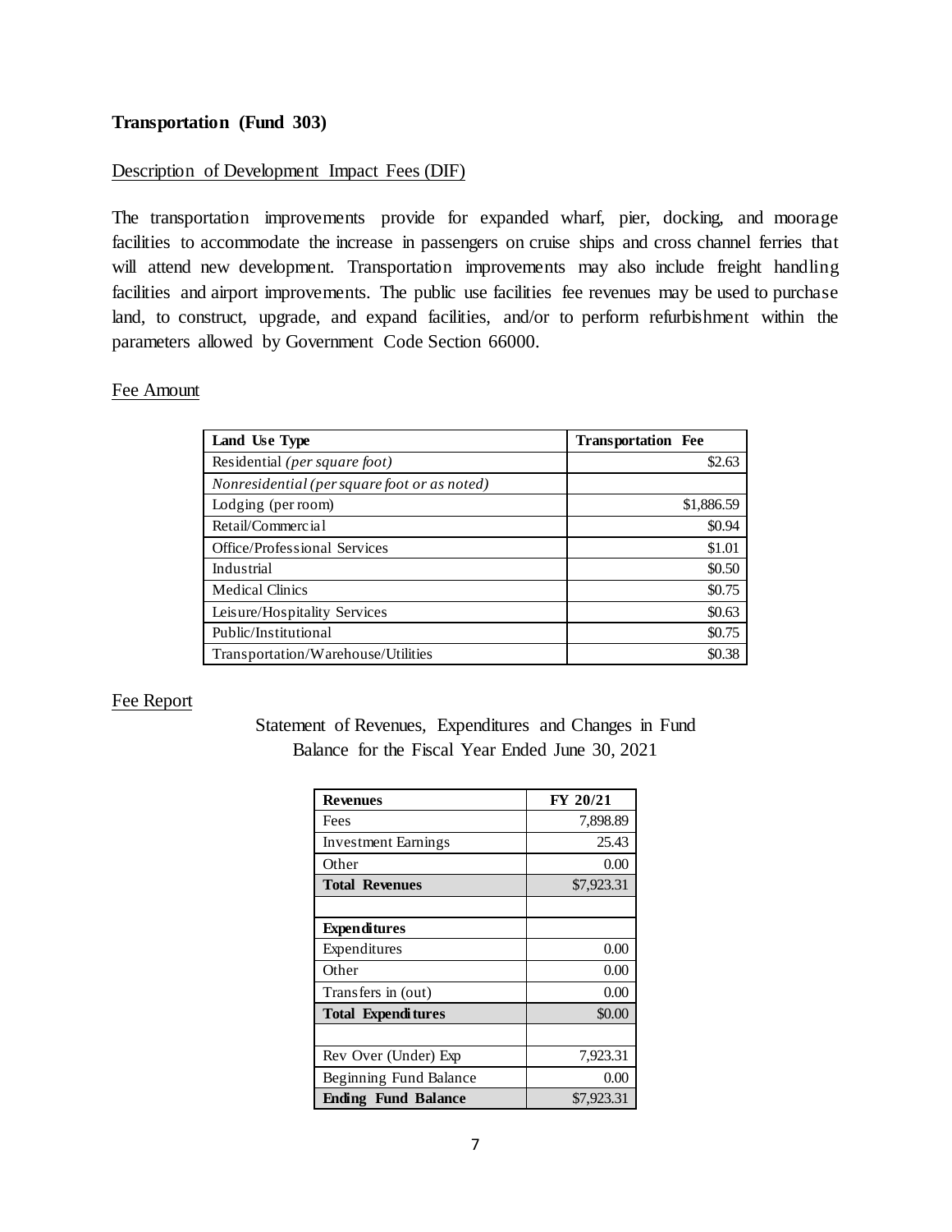**Transportation (Fund 303)**

Description of Development Impact Fees (DIF)

The transportation improvements provide for expanded wharf, pier, docking, and moorage facilities to accommodate the increase in passengers on cruise ships and cross channel ferries that will attend new development. Transportation improvements may also include freight handling facilities and airport improvements. The public use facilities fee revenues may be used to purchase land, to construct, upgrade, and expand facilities, and/or to perform refurbishment within the parameters allowed by Government Code Section 66000.

Fee Amount

| **Land Use Type** | **Transportation Fee** |
|---|---|
| Residential *(per square foot)* | \$2.63 |
| *Nonresidential (per square foot or as noted)* | |
| Lodging (per room) | \$1,886.59 |
| Retail/Commercial | \$0.94 |
| Office/Professional Services | \$1.01 |
| Industrial | \$0.50 |
| Medical Clinics | \$0.75 |
| Leisure/Hospitality Services | \$0.63 |
| Public/Institutional | \$0.75 |
| Transportation/Warehouse/Utilities | \$0.38 |

Fee Report

Statement of Revenues, Expenditures and Changes in Fund Balance for the Fiscal Year Ended June 30, 2021

| **Revenues** | **FY 20/21** |
|---|---|
| Fees | 7,898.89 |
| Investment Earnings | 25.43 |
| Other | 0.00 |
| **Total Revenues** | \$7,923.31 |
| | |
| **Expenditures** | |
| Expenditures | 0.00 |
| Other | 0.00 |
| Transfers in (out) | 0.00 |
| **Total Expenditures** | \$0.00 |
| | |
| Rev Over (Under) Exp | 7,923.31 |
| Beginning Fund Balance | 0.00 |
| **Ending Fund Balance** | \$7,923.31 |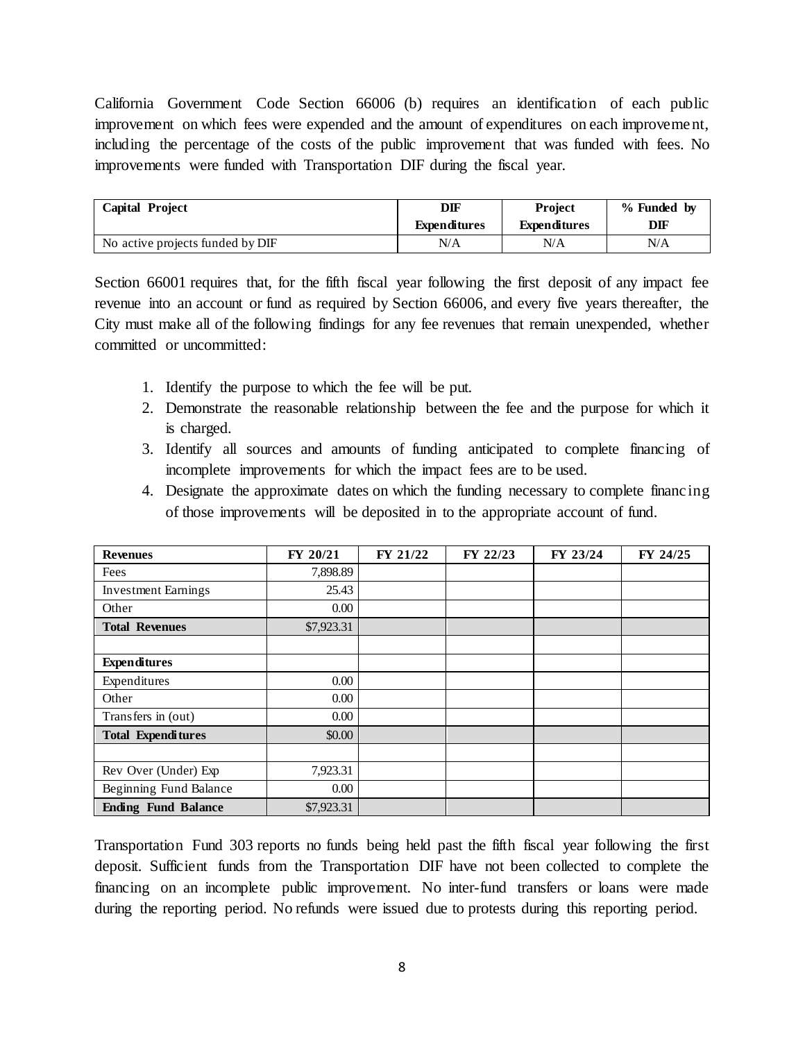California Government Code Section 66006 (b) requires an identification of each public improvement on which fees were expended and the amount of expenditures on each improvement, including the percentage of the costs of the public improvement that was funded with fees. No improvements were funded with Transportation DIF during the fiscal year.

| Capital Project | DIF Expenditures | Project Expenditures | % Funded by DIF |
|---|---|---|---|
| No active projects funded by DIF | N/A | N/A | N/A |

Section 66001 requires that, for the fifth fiscal year following the first deposit of any impact fee revenue into an account or fund as required by Section 66006, and every five years thereafter, the City must make all of the following findings for any fee revenues that remain unexpended, whether committed or uncommitted:

1. Identify the purpose to which the fee will be put.
2. Demonstrate the reasonable relationship between the fee and the purpose for which it is charged.
3. Identify all sources and amounts of funding anticipated to complete financing of incomplete improvements for which the impact fees are to be used.
4. Designate the approximate dates on which the funding necessary to complete financing of those improvements will be deposited in to the appropriate account of fund.

| Revenues | FY 20/21 | FY 21/22 | FY 22/23 | FY 23/24 | FY 24/25 |
|---|---|---|---|---|---|
| Fees | 7,898.89 | | | | |
| Investment Earnings | 25.43 | | | | |
| Other | 0.00 | | | | |
| **Total Revenues** | $7,923.31 | | | | |
| | | | | | |
| **Expenditures** | | | | | |
| Expenditures | 0.00 | | | | |
| Other | 0.00 | | | | |
| Transfers in (out) | 0.00 | | | | |
| **Total Expenditures** | $0.00 | | | | |
| | | | | | |
| Rev Over (Under) Exp | 7,923.31 | | | | |
| Beginning Fund Balance | 0.00 | | | | |
| **Ending Fund Balance** | $7,923.31 | | | | |

Transportation Fund 303 reports no funds being held past the fifth fiscal year following the first deposit. Sufficient funds from the Transportation DIF have not been collected to complete the financing on an incomplete public improvement. No inter-fund transfers or loans were made during the reporting period. No refunds were issued due to protests during this reporting period.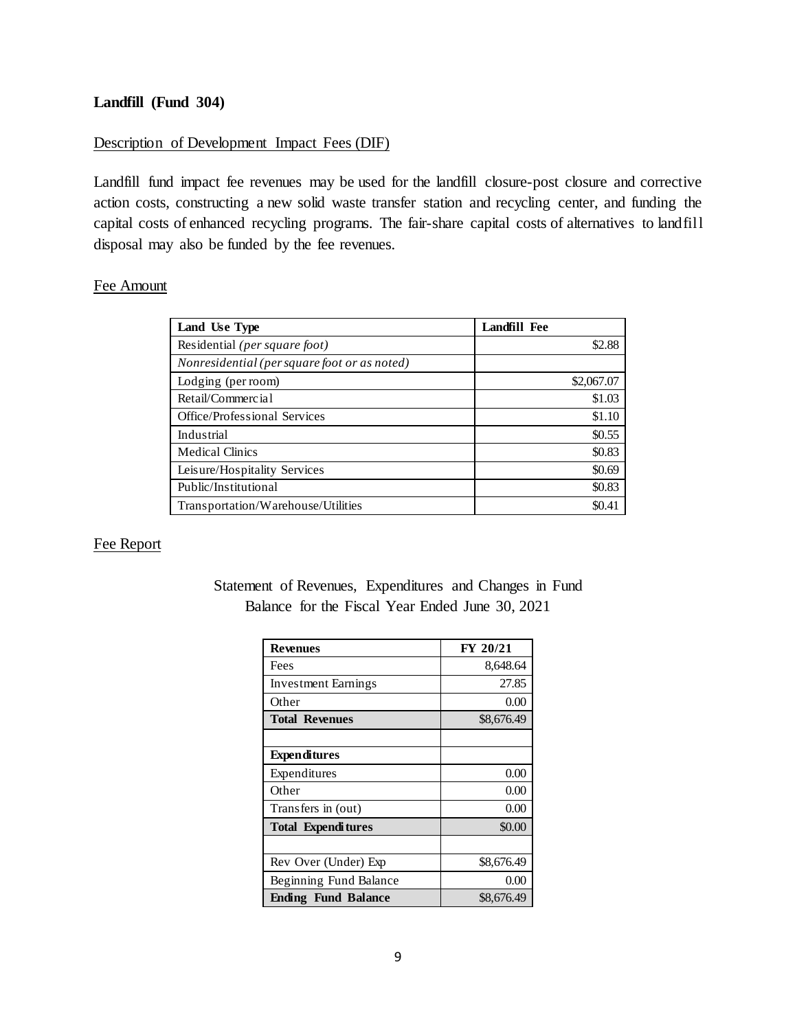## Landfill (Fund 304)

Description of Development Impact Fees (DIF)

Landfill fund impact fee revenues may be used for the landfill closure-post closure and corrective action costs, constructing a new solid waste transfer station and recycling center, and funding the capital costs of enhanced recycling programs. The fair-share capital costs of alternatives to landfill disposal may also be funded by the fee revenues.

Fee Amount

| **Land Use Type** | **Landfill Fee** |
|---|---:|
| Residential *(per square foot)* | $2.88 |
| *Nonresidential (per square foot or as noted)* | |
| Lodging (per room) | $2,067.07 |
| Retail/Commercial | $1.03 |
| Office/Professional Services | $1.10 |
| Industrial | $0.55 |
| Medical Clinics | $0.83 |
| Leisure/Hospitality Services | $0.69 |
| Public/Institutional | $0.83 |
| Transportation/Warehouse/Utilities | $0.41 |

Fee Report

Statement of Revenues, Expenditures and Changes in Fund Balance for the Fiscal Year Ended June 30, 2021

| **Revenues** | **FY 20/21** |
|---|---:|
| Fees | 8,648.64 |
| Investment Earnings | 27.85 |
| Other | 0.00 |
| **Total Revenues** | $8,676.49 |
| | |
| **Expenditures** | |
| Expenditures | 0.00 |
| Other | 0.00 |
| Transfers in (out) | 0.00 |
| **Total Expenditures** | $0.00 |
| | |
| Rev Over (Under) Exp | $8,676.49 |
| Beginning Fund Balance | 0.00 |
| **Ending Fund Balance** | $8,676.49 |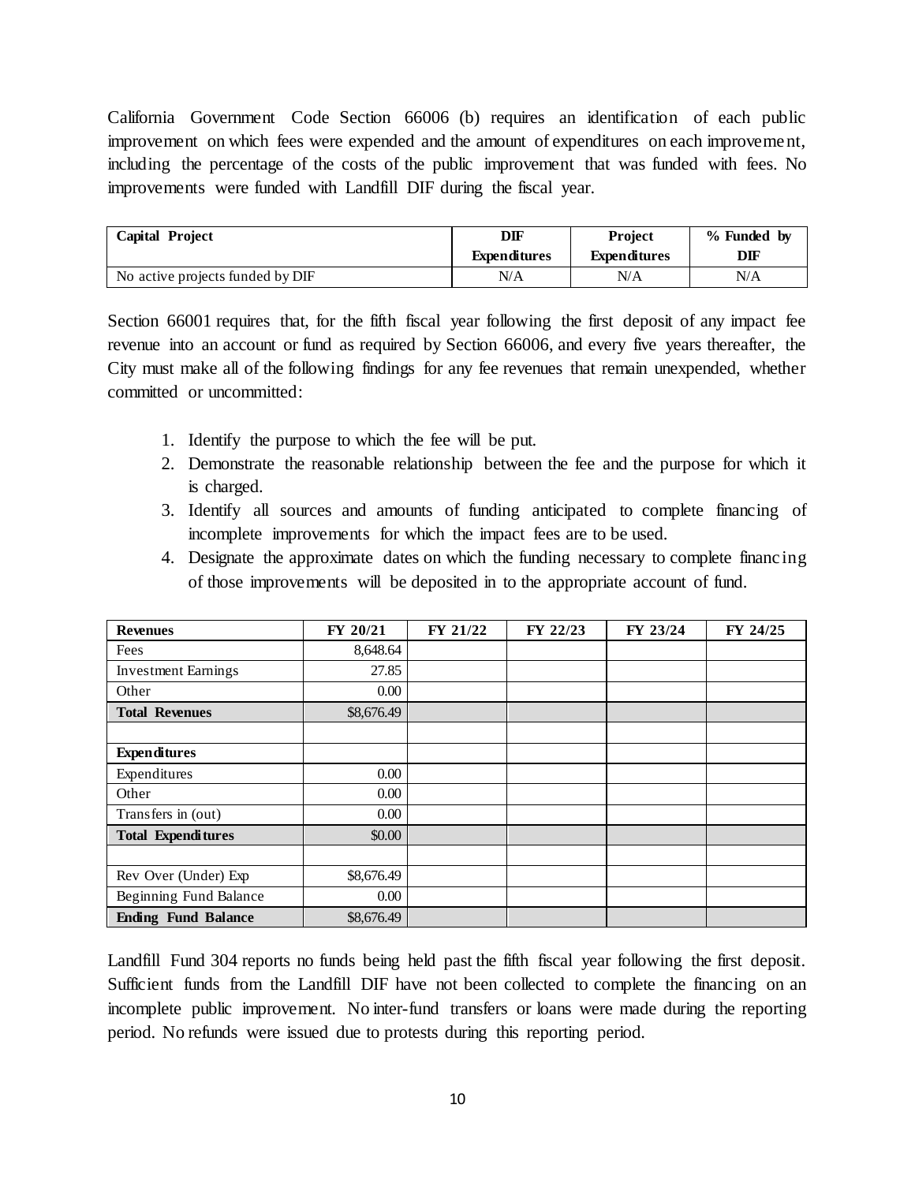California Government Code Section 66006 (b) requires an identification of each public improvement on which fees were expended and the amount of expenditures on each improvement, including the percentage of the costs of the public improvement that was funded with fees. No improvements were funded with Landfill DIF during the fiscal year.

| Capital Project | DIF Expenditures | Project Expenditures | % Funded by DIF |
|---|---|---|---|
| No active projects funded by DIF | N/A | N/A | N/A |

Section 66001 requires that, for the fifth fiscal year following the first deposit of any impact fee revenue into an account or fund as required by Section 66006, and every five years thereafter, the City must make all of the following findings for any fee revenues that remain unexpended, whether committed or uncommitted:

1. Identify the purpose to which the fee will be put.
2. Demonstrate the reasonable relationship between the fee and the purpose for which it is charged.
3. Identify all sources and amounts of funding anticipated to complete financing of incomplete improvements for which the impact fees are to be used.
4. Designate the approximate dates on which the funding necessary to complete financing of those improvements will be deposited in to the appropriate account of fund.

| Revenues | FY 20/21 | FY 21/22 | FY 22/23 | FY 23/24 | FY 24/25 |
|---|---|---|---|---|---|
| Fees | 8,648.64 | | | | |
| Investment Earnings | 27.85 | | | | |
| Other | 0.00 | | | | |
| **Total Revenues** | $8,676.49 | | | | |
| | | | | | |
| **Expenditures** | | | | | |
| Expenditures | 0.00 | | | | |
| Other | 0.00 | | | | |
| Transfers in (out) | 0.00 | | | | |
| **Total Expenditures** | $0.00 | | | | |
| | | | | | |
| Rev Over (Under) Exp | $8,676.49 | | | | |
| Beginning Fund Balance | 0.00 | | | | |
| **Ending Fund Balance** | $8,676.49 | | | | |

Landfill Fund 304 reports no funds being held past the fifth fiscal year following the first deposit. Sufficient funds from the Landfill DIF have not been collected to complete the financing on an incomplete public improvement. No inter-fund transfers or loans were made during the reporting period. No refunds were issued due to protests during this reporting period.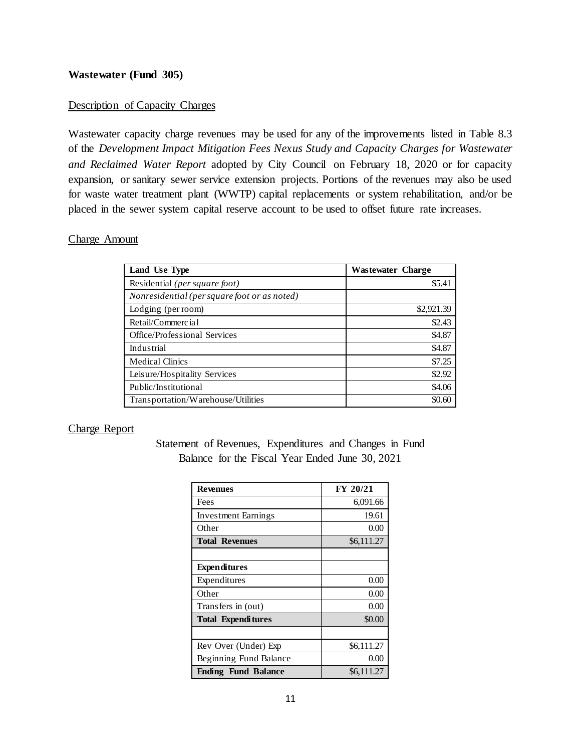## Wastewater (Fund 305)

### Description of Capacity Charges

Wastewater capacity charge revenues may be used for any of the improvements listed in Table 8.3 of the *Development Impact Mitigation Fees Nexus Study and Capacity Charges for Wastewater and Reclaimed Water Report* adopted by City Council on February 18, 2020 or for capacity expansion, or sanitary sewer service extension projects. Portions of the revenues may also be used for waste water treatment plant (WWTP) capital replacements or system rehabilitation, and/or be placed in the sewer system capital reserve account to be used to offset future rate increases.

### Charge Amount

| Land Use Type | Wastewater Charge |
|---|---|
| Residential *(per square foot)* | \$5.41 |
| *Nonresidential (per square foot or as noted)* | |
| Lodging (per room) | \$2,921.39 |
| Retail/Commercial | \$2.43 |
| Office/Professional Services | \$4.87 |
| Industrial | \$4.87 |
| Medical Clinics | \$7.25 |
| Leisure/Hospitality Services | \$2.92 |
| Public/Institutional | \$4.06 |
| Transportation/Warehouse/Utilities | \$0.60 |

### Charge Report

Statement of Revenues, Expenditures and Changes in Fund Balance for the Fiscal Year Ended June 30, 2021

| **Revenues** | **FY 20/21** |
|---|---|
| Fees | 6,091.66 |
| Investment Earnings | 19.61 |
| Other | 0.00 |
| **Total Revenues** | \$6,111.27 |
| | |
| **Expenditures** | |
| Expenditures | 0.00 |
| Other | 0.00 |
| Transfers in (out) | 0.00 |
| **Total Expenditures** | \$0.00 |
| | |
| Rev Over (Under) Exp | \$6,111.27 |
| Beginning Fund Balance | 0.00 |
| **Ending Fund Balance** | \$6,111.27 |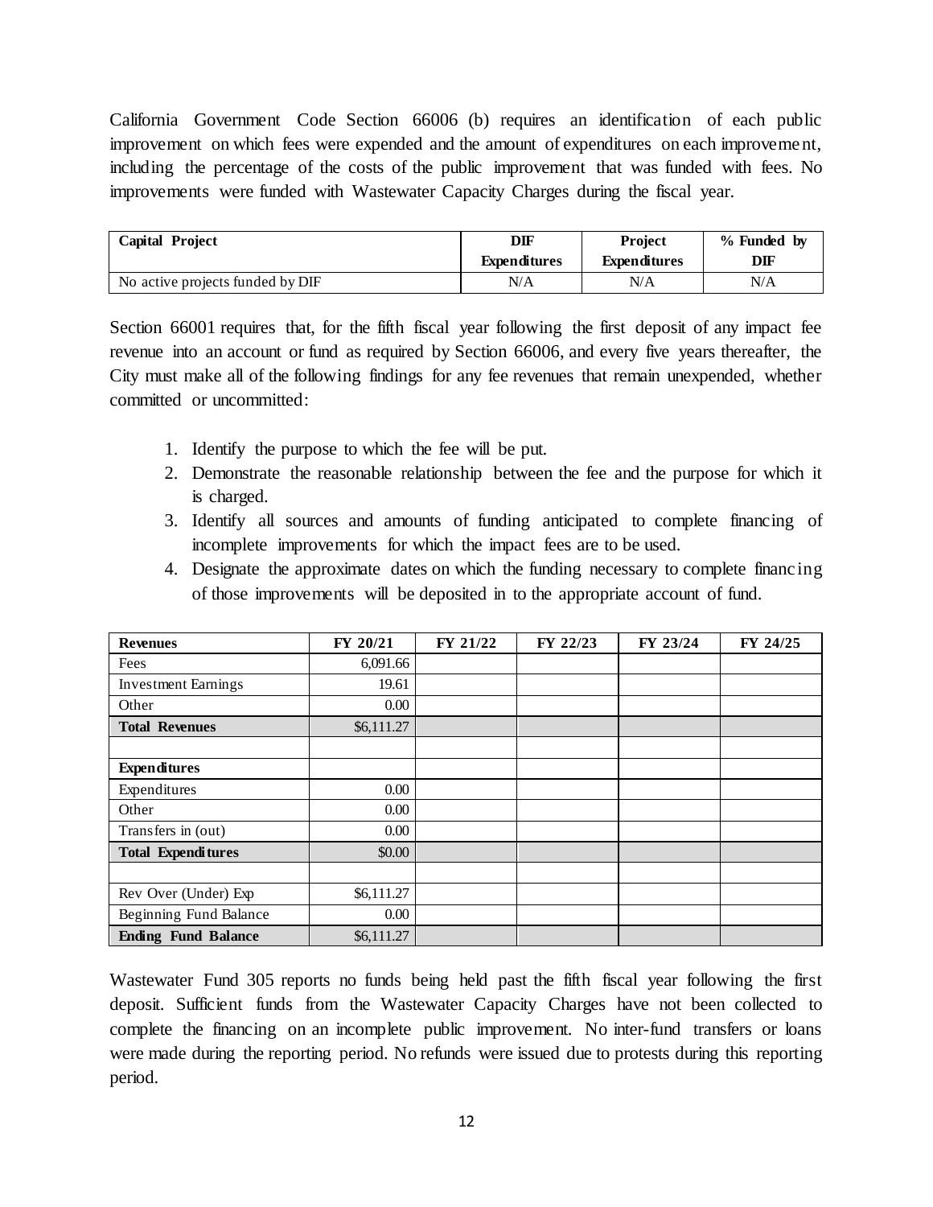California Government Code Section 66006 (b) requires an identification of each public improvement on which fees were expended and the amount of expenditures on each improvement, including the percentage of the costs of the public improvement that was funded with fees. No improvements were funded with Wastewater Capacity Charges during the fiscal year.

| Capital Project | DIF Expenditures | Project Expenditures | % Funded by DIF |
|---|---|---|---|
| No active projects funded by DIF | N/A | N/A | N/A |

Section 66001 requires that, for the fifth fiscal year following the first deposit of any impact fee revenue into an account or fund as required by Section 66006, and every five years thereafter, the City must make all of the following findings for any fee revenues that remain unexpended, whether committed or uncommitted:

1. Identify the purpose to which the fee will be put.
2. Demonstrate the reasonable relationship between the fee and the purpose for which it is charged.
3. Identify all sources and amounts of funding anticipated to complete financing of incomplete improvements for which the impact fees are to be used.
4. Designate the approximate dates on which the funding necessary to complete financing of those improvements will be deposited in to the appropriate account of fund.

| **Revenues** | **FY 20/21** | **FY 21/22** | **FY 22/23** | **FY 23/24** | **FY 24/25** |
|---|---|---|---|---|---|
| Fees | 6,091.66 | | | | |
| Investment Earnings | 19.61 | | | | |
| Other | 0.00 | | | | |
| **Total Revenues** | $6,111.27 | | | | |
| | | | | | |
| **Expenditures** | | | | | |
| Expenditures | 0.00 | | | | |
| Other | 0.00 | | | | |
| Transfers in (out) | 0.00 | | | | |
| **Total Expenditures** | $0.00 | | | | |
| | | | | | |
| Rev Over (Under) Exp | $6,111.27 | | | | |
| Beginning Fund Balance | 0.00 | | | | |
| **Ending Fund Balance** | $6,111.27 | | | | |

Wastewater Fund 305 reports no funds being held past the fifth fiscal year following the first deposit. Sufficient funds from the Wastewater Capacity Charges have not been collected to complete the financing on an incomplete public improvement. No inter-fund transfers or loans were made during the reporting period. No refunds were issued due to protests during this reporting period.